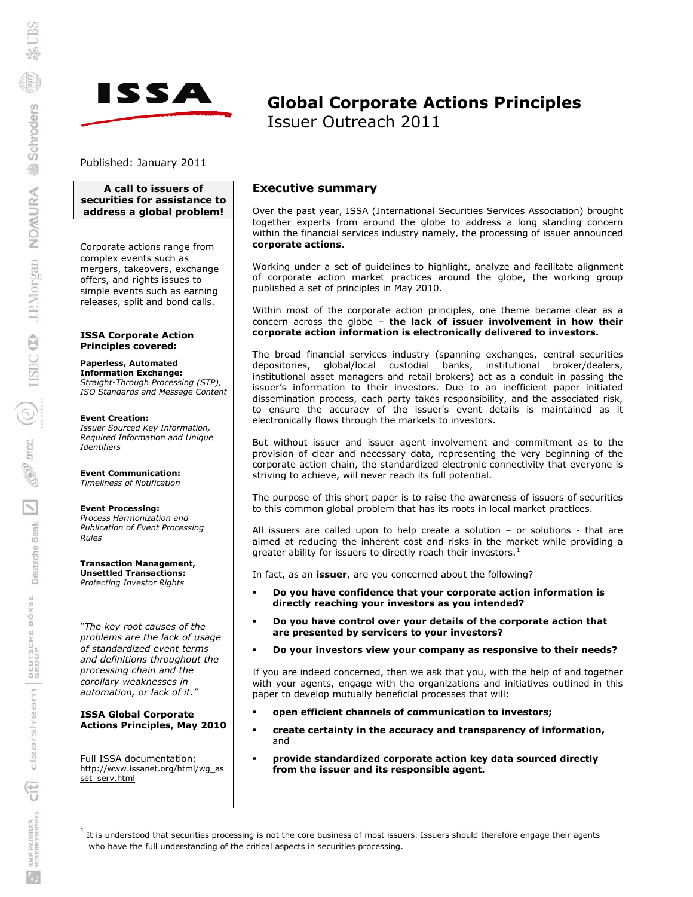**ISSA**

# Global Corporate Actions Principles

Issuer Outreach 2011

Published: January 2011

**A call to issuers of securities for assistance to address a global problem!**

Corporate actions range from complex events such as mergers, takeovers, exchange offers, and rights issues to simple events such as earning releases, split and bond calls.

### ISSA Corporate Action Principles covered:

**Paperless, Automated Information Exchange:**
*Straight-Through Processing (STP), ISO Standards and Message Content*

**Event Creation:**
*Issuer Sourced Key Information, Required Information and Unique Identifiers*

**Event Communication:**
*Timeliness of Notification*

**Event Processing:**
*Process Harmonization and Publication of Event Processing Rules*

**Transaction Management, Unsettled Transactions:**
*Protecting Investor Rights*

*"The key root causes of the problems are the lack of usage of standardized event terms and definitions throughout the processing chain and the corollary weaknesses in automation, or lack of it."*

**ISSA Global Corporate Actions Principles, May 2010**

Full ISSA documentation:
http://www.issanet.org/html/wg_asset_serv.html

## Executive summary

Over the past year, ISSA (International Securities Services Association) brought together experts from around the globe to address a long standing concern within the financial services industry namely, the processing of issuer announced **corporate actions**.

Working under a set of guidelines to highlight, analyze and facilitate alignment of corporate action market practices around the globe, the working group published a set of principles in May 2010.

Within most of the corporate action principles, one theme became clear as a concern across the globe – **the lack of issuer involvement in how their corporate action information is electronically delivered to investors.**

The broad financial services industry (spanning exchanges, central securities depositories, global/local custodial banks, institutional broker/dealers, institutional asset managers and retail brokers) act as a conduit in passing the issuer's information to their investors. Due to an inefficient paper initiated dissemination process, each party takes responsibility, and the associated risk, to ensure the accuracy of the issuer's event details is maintained as it electronically flows through the markets to investors.

But without issuer and issuer agent involvement and commitment as to the provision of clear and necessary data, representing the very beginning of the corporate action chain, the standardized electronic connectivity that everyone is striving to achieve, will never reach its full potential.

The purpose of this short paper is to raise the awareness of issuers of securities to this common global problem that has its roots in local market practices.

All issuers are called upon to help create a solution – or solutions - that are aimed at reducing the inherent cost and risks in the market while providing a greater ability for issuers to directly reach their investors.[1]

In fact, as an **issuer**, are you concerned about the following?

- **Do you have confidence that your corporate action information is directly reaching your investors as you intended?**
- **Do you have control over your details of the corporate action that are presented by servicers to your investors?**
- **Do your investors view your company as responsive to their needs?**

If you are indeed concerned, then we ask that you, with the help of and together with your agents, engage with the organizations and initiatives outlined in this paper to develop mutually beneficial processes that will:

- **open efficient channels of communication to investors;**
- **create certainty in the accuracy and transparency of information,** and
- **provide standardized corporate action key data sourced directly from the issuer and its responsible agent.**

---

[1] It is understood that securities processing is not the core business of most issuers. Issuers should therefore engage their agents who have the full understanding of the critical aspects in securities processing.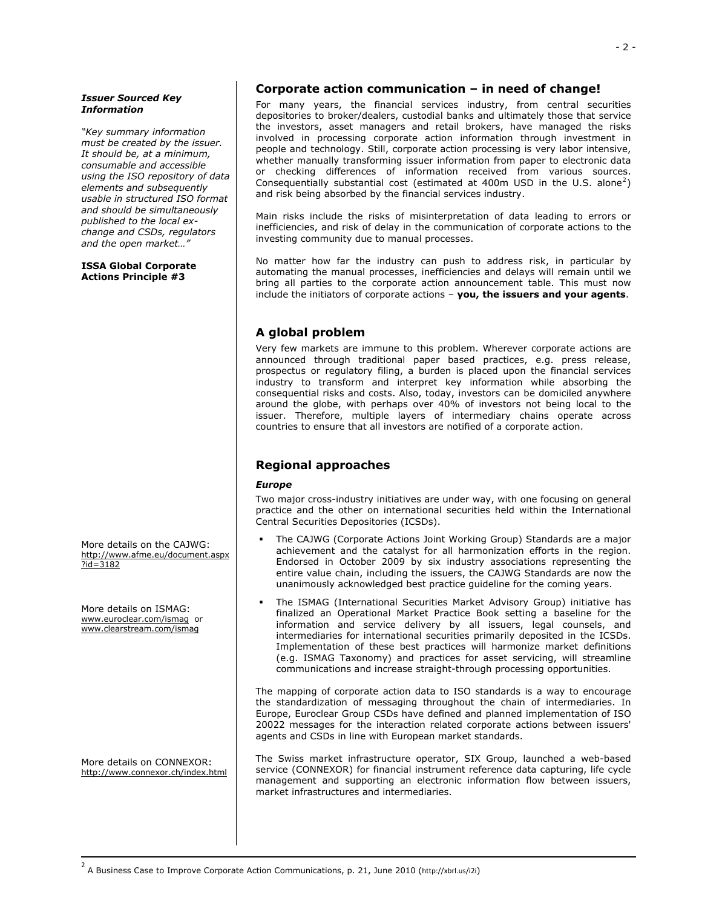*__Issuer Sourced Key Information__*

*"Key summary information must be created by the issuer. It should be, at a minimum, consumable and accessible using the ISO repository of data elements and subsequently usable in structured ISO format and should be simultaneously published to the local exchange and CSDs, regulators and the open market…"*

**ISSA Global Corporate Actions Principle #3**

## Corporate action communication – in need of change!

For many years, the financial services industry, from central securities depositories to broker/dealers, custodial banks and ultimately those that service the investors, asset managers and retail brokers, have managed the risks involved in processing corporate action information through investment in people and technology. Still, corporate action processing is very labor intensive, whether manually transforming issuer information from paper to electronic data or checking differences of information received from various sources. Consequentially substantial cost (estimated at 400m USD in the U.S. alone[2]) and risk being absorbed by the financial services industry.

Main risks include the risks of misinterpretation of data leading to errors or inefficiencies, and risk of delay in the communication of corporate actions to the investing community due to manual processes.

No matter how far the industry can push to address risk, in particular by automating the manual processes, inefficiencies and delays will remain until we bring all parties to the corporate action announcement table. This must now include the initiators of corporate actions – **you, the issuers and your agents**.

## A global problem

Very few markets are immune to this problem. Wherever corporate actions are announced through traditional paper based practices, e.g. press release, prospectus or regulatory filing, a burden is placed upon the financial services industry to transform and interpret key information while absorbing the consequential risks and costs. Also, today, investors can be domiciled anywhere around the globe, with perhaps over 40% of investors not being local to the issuer. Therefore, multiple layers of intermediary chains operate across countries to ensure that all investors are notified of a corporate action.

## Regional approaches

***Europe***

Two major cross-industry initiatives are under way, with one focusing on general practice and the other on international securities held within the International Central Securities Depositories (ICSDs).

- The CAJWG (Corporate Actions Joint Working Group) Standards are a major achievement and the catalyst for all harmonization efforts in the region. Endorsed in October 2009 by six industry associations representing the entire value chain, including the issuers, the CAJWG Standards are now the unanimously acknowledged best practice guideline for the coming years.
- The ISMAG (International Securities Market Advisory Group) initiative has finalized an Operational Market Practice Book setting a baseline for the information and service delivery by all issuers, legal counsels, and intermediaries for international securities primarily deposited in the ICSDs. Implementation of these best practices will harmonize market definitions (e.g. ISMAG Taxonomy) and practices for asset servicing, will streamline communications and increase straight-through processing opportunities.

More details on the CAJWG: http://www.afme.eu/document.aspx?id=3182

More details on ISMAG: www.euroclear.com/ismag or www.clearstream.com/ismag

The mapping of corporate action data to ISO standards is a way to encourage the standardization of messaging throughout the chain of intermediaries. In Europe, Euroclear Group CSDs have defined and planned implementation of ISO 20022 messages for the interaction related corporate actions between issuers' agents and CSDs in line with European market standards.

The Swiss market infrastructure operator, SIX Group, launched a web-based service (CONNEXOR) for financial instrument reference data capturing, life cycle management and supporting an electronic information flow between issuers, market infrastructures and intermediaries.

More details on CONNEXOR: http://www.connexor.ch/index.html

---

[2] A Business Case to Improve Corporate Action Communications, p. 21, June 2010 (http://xbrl.us/i2i)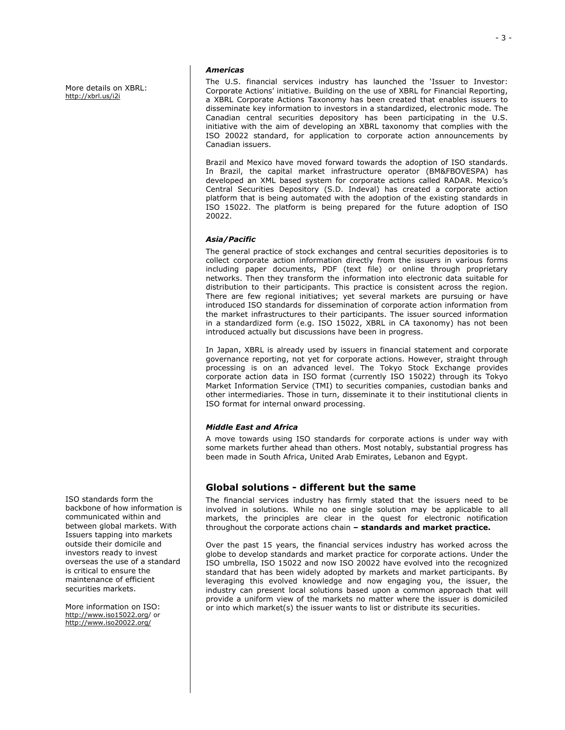More details on XBRL: http://xbrl.us/i2i

### *Americas*

The U.S. financial services industry has launched the 'Issuer to Investor: Corporate Actions' initiative. Building on the use of XBRL for Financial Reporting, a XBRL Corporate Actions Taxonomy has been created that enables issuers to disseminate key information to investors in a standardized, electronic mode. The Canadian central securities depository has been participating in the U.S. initiative with the aim of developing an XBRL taxonomy that complies with the ISO 20022 standard, for application to corporate action announcements by Canadian issuers.

Brazil and Mexico have moved forward towards the adoption of ISO standards. In Brazil, the capital market infrastructure operator (BM&FBOVESPA) has developed an XML based system for corporate actions called RADAR. Mexico's Central Securities Depository (S.D. Indeval) has created a corporate action platform that is being automated with the adoption of the existing standards in ISO 15022. The platform is being prepared for the future adoption of ISO 20022.

### *Asia/Pacific*

The general practice of stock exchanges and central securities depositories is to collect corporate action information directly from the issuers in various forms including paper documents, PDF (text file) or online through proprietary networks. Then they transform the information into electronic data suitable for distribution to their participants. This practice is consistent across the region. There are few regional initiatives; yet several markets are pursuing or have introduced ISO standards for dissemination of corporate action information from the market infrastructures to their participants. The issuer sourced information in a standardized form (e.g. ISO 15022, XBRL in CA taxonomy) has not been introduced actually but discussions have been in progress.

In Japan, XBRL is already used by issuers in financial statement and corporate governance reporting, not yet for corporate actions. However, straight through processing is on an advanced level. The Tokyo Stock Exchange provides corporate action data in ISO format (currently ISO 15022) through its Tokyo Market Information Service (TMI) to securities companies, custodian banks and other intermediaries. Those in turn, disseminate it to their institutional clients in ISO format for internal onward processing.

### *Middle East and Africa*

A move towards using ISO standards for corporate actions is under way with some markets further ahead than others. Most notably, substantial progress has been made in South Africa, United Arab Emirates, Lebanon and Egypt.

## Global solutions - different but the same

ISO standards form the backbone of how information is communicated within and between global markets. With Issuers tapping into markets outside their domicile and investors ready to invest overseas the use of a standard is critical to ensure the maintenance of efficient securities markets.

More information on ISO: http://www.iso15022.org/ or http://www.iso20022.org/

The financial services industry has firmly stated that the issuers need to be involved in solutions. While no one single solution may be applicable to all markets, the principles are clear in the quest for electronic notification throughout the corporate actions chain **– standards and market practice.**

Over the past 15 years, the financial services industry has worked across the globe to develop standards and market practice for corporate actions. Under the ISO umbrella, ISO 15022 and now ISO 20022 have evolved into the recognized standard that has been widely adopted by markets and market participants. By leveraging this evolved knowledge and now engaging you, the issuer, the industry can present local solutions based upon a common approach that will provide a uniform view of the markets no matter where the issuer is domiciled or into which market(s) the issuer wants to list or distribute its securities.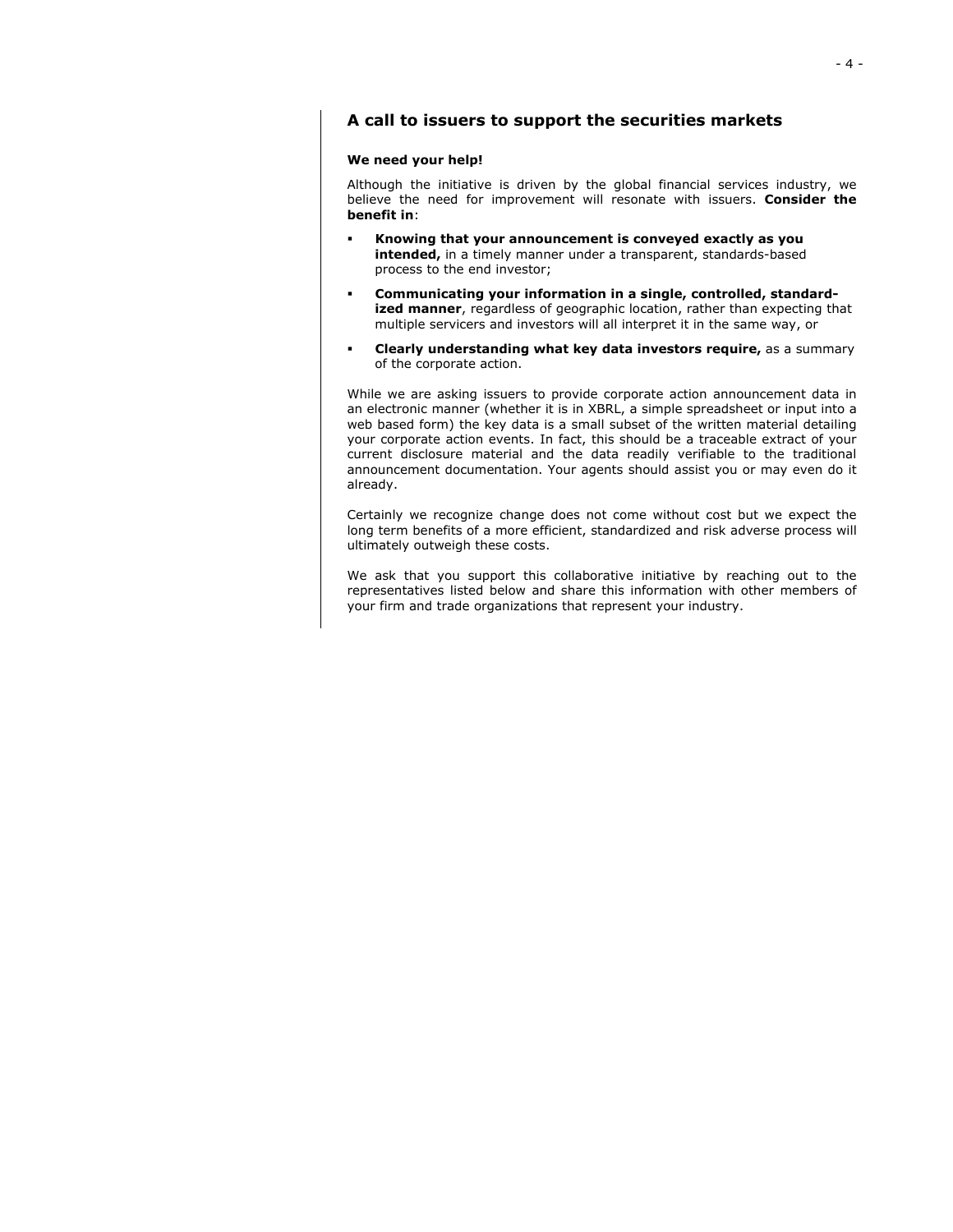## A call to issuers to support the securities markets

**We need your help!**

Although the initiative is driven by the global financial services industry, we believe the need for improvement will resonate with issuers. **Consider the benefit in**:

- **Knowing that your announcement is conveyed exactly as you intended,** in a timely manner under a transparent, standards-based process to the end investor;
- **Communicating your information in a single, controlled, standardized manner**, regardless of geographic location, rather than expecting that multiple servicers and investors will all interpret it in the same way, or
- **Clearly understanding what key data investors require,** as a summary of the corporate action.

While we are asking issuers to provide corporate action announcement data in an electronic manner (whether it is in XBRL, a simple spreadsheet or input into a web based form) the key data is a small subset of the written material detailing your corporate action events. In fact, this should be a traceable extract of your current disclosure material and the data readily verifiable to the traditional announcement documentation. Your agents should assist you or may even do it already.

Certainly we recognize change does not come without cost but we expect the long term benefits of a more efficient, standardized and risk adverse process will ultimately outweigh these costs.

We ask that you support this collaborative initiative by reaching out to the representatives listed below and share this information with other members of your firm and trade organizations that represent your industry.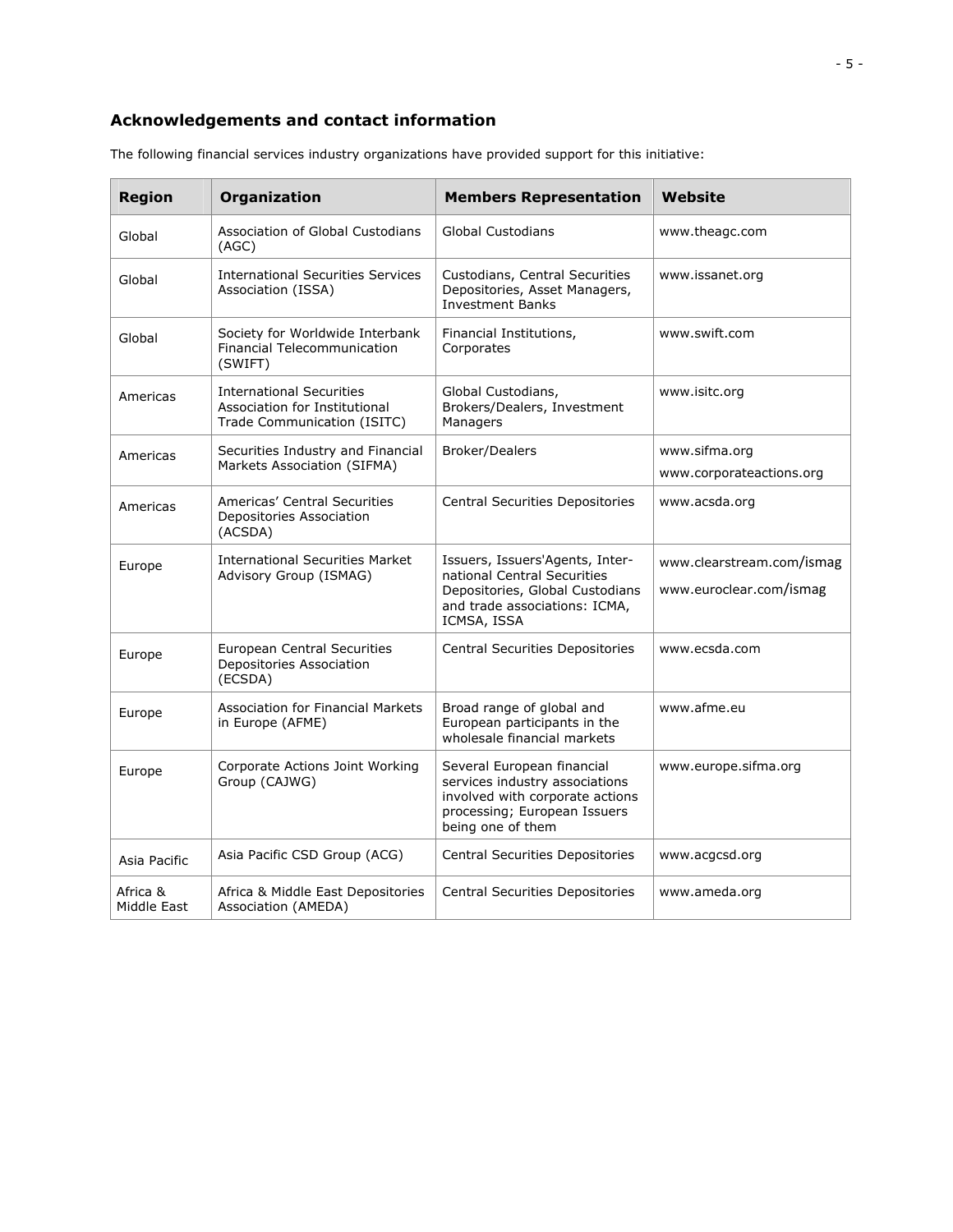## Acknowledgements and contact information

The following financial services industry organizations have provided support for this initiative:

| Region | Organization | Members Representation | Website |
|---|---|---|---|
| Global | Association of Global Custodians (AGC) | Global Custodians | www.theagc.com |
| Global | International Securities Services Association (ISSA) | Custodians, Central Securities Depositories, Asset Managers, Investment Banks | www.issanet.org |
| Global | Society for Worldwide Interbank Financial Telecommunication (SWIFT) | Financial Institutions, Corporates | www.swift.com |
| Americas | International Securities Association for Institutional Trade Communication (ISITC) | Global Custodians, Brokers/Dealers, Investment Managers | www.isitc.org |
| Americas | Securities Industry and Financial Markets Association (SIFMA) | Broker/Dealers | www.sifma.org<br>www.corporateactions.org |
| Americas | Americas' Central Securities Depositories Association (ACSDA) | Central Securities Depositories | www.acsda.org |
| Europe | International Securities Market Advisory Group (ISMAG) | Issuers, Issuers'Agents, International Central Securities Depositories, Global Custodians and trade associations: ICMA, ICMSA, ISSA | www.clearstream.com/ismag<br>www.euroclear.com/ismag |
| Europe | European Central Securities Depositories Association (ECSDA) | Central Securities Depositories | www.ecsda.com |
| Europe | Association for Financial Markets in Europe (AFME) | Broad range of global and European participants in the wholesale financial markets | www.afme.eu |
| Europe | Corporate Actions Joint Working Group (CAJWG) | Several European financial services industry associations involved with corporate actions processing; European Issuers being one of them | www.europe.sifma.org |
| Asia Pacific | Asia Pacific CSD Group (ACG) | Central Securities Depositories | www.acgcsd.org |
| Africa & Middle East | Africa & Middle East Depositories Association (AMEDA) | Central Securities Depositories | www.ameda.org |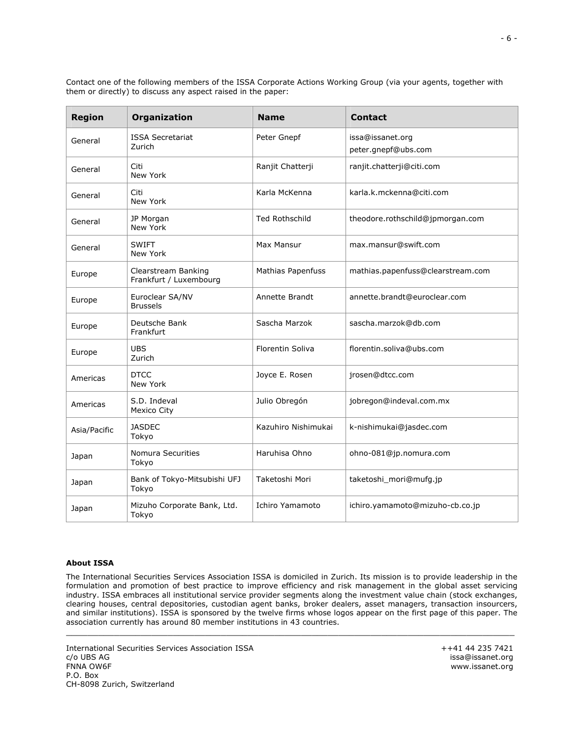Contact one of the following members of the ISSA Corporate Actions Working Group (via your agents, together with them or directly) to discuss any aspect raised in the paper:

| Region | Organization | Name | Contact |
|---|---|---|---|
| General | ISSA Secretariat<br>Zurich | Peter Gnepf | issa@issanet.org<br>peter.gnepf@ubs.com |
| General | Citi<br>New York | Ranjit Chatterji | ranjit.chatterji@citi.com |
| General | Citi<br>New York | Karla McKenna | karla.k.mckenna@citi.com |
| General | JP Morgan<br>New York | Ted Rothschild | theodore.rothschild@jpmorgan.com |
| General | SWIFT<br>New York | Max Mansur | max.mansur@swift.com |
| Europe | Clearstream Banking<br>Frankfurt / Luxembourg | Mathias Papenfuss | mathias.papenfuss@clearstream.com |
| Europe | Euroclear SA/NV<br>Brussels | Annette Brandt | annette.brandt@euroclear.com |
| Europe | Deutsche Bank<br>Frankfurt | Sascha Marzok | sascha.marzok@db.com |
| Europe | UBS<br>Zurich | Florentin Soliva | florentin.soliva@ubs.com |
| Americas | DTCC<br>New York | Joyce E. Rosen | jrosen@dtcc.com |
| Americas | S.D. Indeval<br>Mexico City | Julio Obregón | jobregon@indeval.com.mx |
| Asia/Pacific | JASDEC<br>Tokyo | Kazuhiro Nishimukai | k-nishimukai@jasdec.com |
| Japan | Nomura Securities<br>Tokyo | Haruhisa Ohno | ohno-081@jp.nomura.com |
| Japan | Bank of Tokyo-Mitsubishi UFJ<br>Tokyo | Taketoshi Mori | taketoshi_mori@mufg.jp |
| Japan | Mizuho Corporate Bank, Ltd.<br>Tokyo | Ichiro Yamamoto | ichiro.yamamoto@mizuho-cb.co.jp |

**About ISSA**

The International Securities Services Association ISSA is domiciled in Zurich. Its mission is to provide leadership in the formulation and promotion of best practice to improve efficiency and risk management in the global asset servicing industry. ISSA embraces all institutional service provider segments along the investment value chain (stock exchanges, clearing houses, central depositories, custodian agent banks, broker dealers, asset managers, transaction insourcers, and similar institutions). ISSA is sponsored by the twelve firms whose logos appear on the first page of this paper. The association currently has around 80 member institutions in 43 countries.

---

International Securities Services Association ISSA
c/o UBS AG
FNNA OW6F
P.O. Box
CH-8098 Zurich, Switzerland

++41 44 235 7421
issa@issanet.org
www.issanet.org